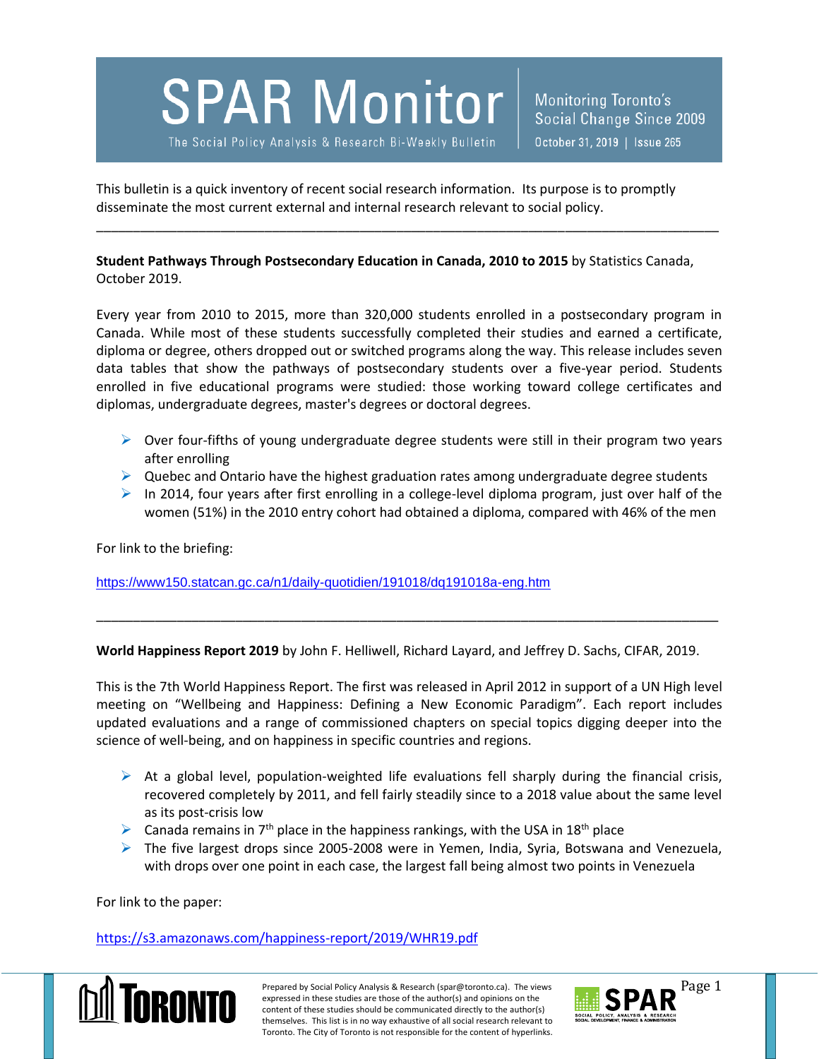# SPAR Monitor

The Social Policy Analysis & Research Bi-Weekly Bulletin

Monitoring Toronto's Social Change Since 2009

October 31, 2019 | Issue 265

This bulletin is a quick inventory of recent social research information. Its purpose is to promptly disseminate the most current external and internal research relevant to social policy.

---

**Student Pathways Through Postsecondary Education in Canada, 2010 to 2015** by Statistics Canada, October 2019.

Every year from 2010 to 2015, more than 320,000 students enrolled in a postsecondary program in Canada. While most of these students successfully completed their studies and earned a certificate, diploma or degree, others dropped out or switched programs along the way. This release includes seven data tables that show the pathways of postsecondary students over a five-year period. Students enrolled in five educational programs were studied: those working toward college certificates and diplomas, undergraduate degrees, master's degrees or doctoral degrees.

- Over four-fifths of young undergraduate degree students were still in their program two years after enrolling
- Quebec and Ontario have the highest graduation rates among undergraduate degree students
- In 2014, four years after first enrolling in a college-level diploma program, just over half of the women (51%) in the 2010 entry cohort had obtained a diploma, compared with 46% of the men

For link to the briefing:

https://www150.statcan.gc.ca/n1/daily-quotidien/191018/dq191018a-eng.htm

---

**World Happiness Report 2019** by John F. Helliwell, Richard Layard, and Jeffrey D. Sachs, CIFAR, 2019.

This is the 7th World Happiness Report. The first was released in April 2012 in support of a UN High level meeting on "Wellbeing and Happiness: Defining a New Economic Paradigm". Each report includes updated evaluations and a range of commissioned chapters on special topics digging deeper into the science of well-being, and on happiness in specific countries and regions.

- At a global level, population-weighted life evaluations fell sharply during the financial crisis, recovered completely by 2011, and fell fairly steadily since to a 2018 value about the same level as its post-crisis low
- Canada remains in 7th place in the happiness rankings, with the USA in 18th place
- The five largest drops since 2005-2008 were in Yemen, India, Syria, Botswana and Venezuela, with drops over one point in each case, the largest fall being almost two points in Venezuela

For link to the paper:

https://s3.amazonaws.com/happiness-report/2019/WHR19.pdf

Prepared by Social Policy Analysis & Research (spar@toronto.ca). The views expressed in these studies are those of the author(s) and opinions on the content of these studies should be communicated directly to the author(s) themselves. This list is in no way exhaustive of all social research relevant to Toronto. The City of Toronto is not responsible for the content of hyperlinks.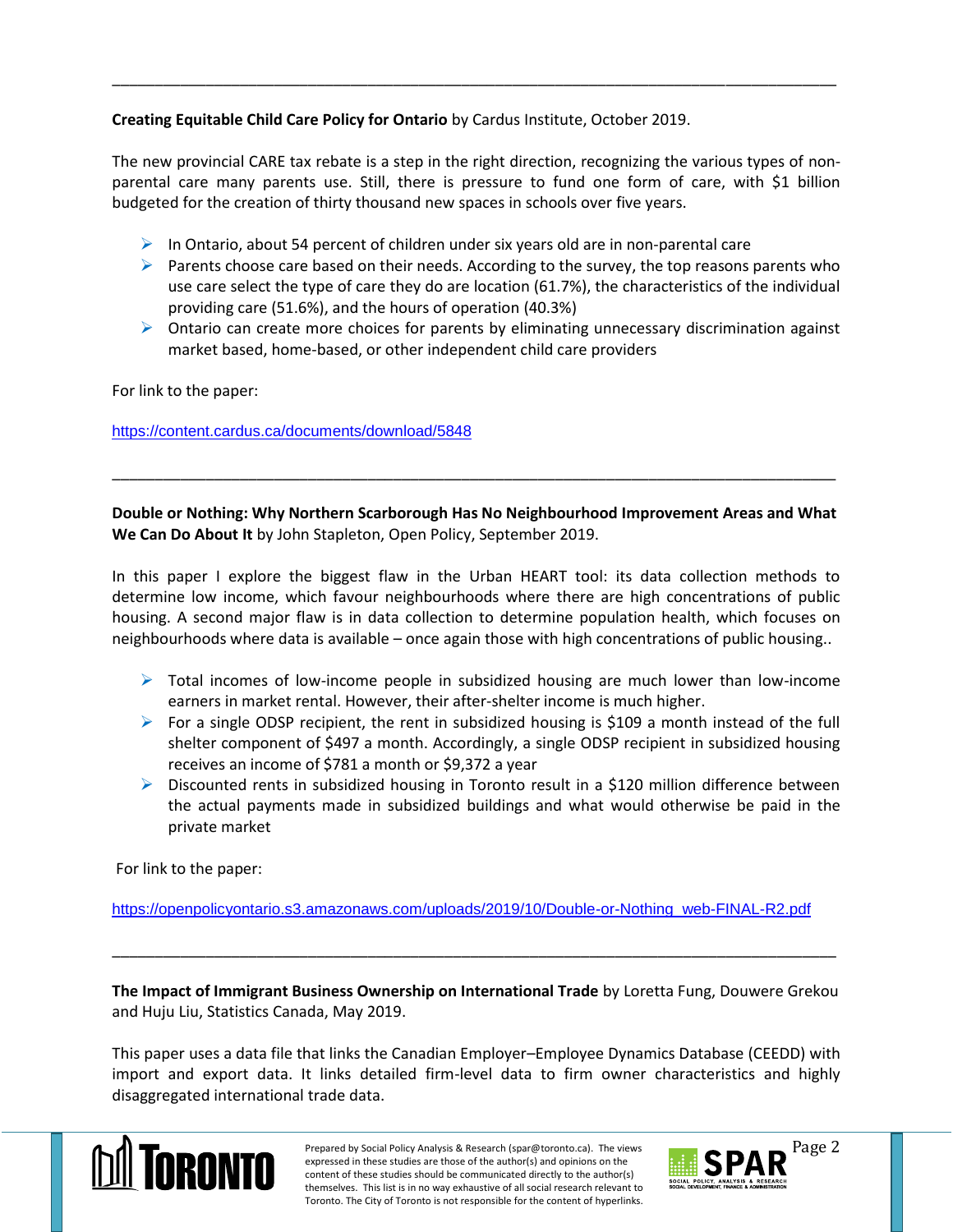---

**Creating Equitable Child Care Policy for Ontario** by Cardus Institute, October 2019.

The new provincial CARE tax rebate is a step in the right direction, recognizing the various types of non-parental care many parents use. Still, there is pressure to fund one form of care, with $1 billion budgeted for the creation of thirty thousand new spaces in schools over five years.

- In Ontario, about 54 percent of children under six years old are in non-parental care
- Parents choose care based on their needs. According to the survey, the top reasons parents who use care select the type of care they do are location (61.7%), the characteristics of the individual providing care (51.6%), and the hours of operation (40.3%)
- Ontario can create more choices for parents by eliminating unnecessary discrimination against market based, home-based, or other independent child care providers

For link to the paper:

https://content.cardus.ca/documents/download/5848

---

**Double or Nothing: Why Northern Scarborough Has No Neighbourhood Improvement Areas and What We Can Do About It** by John Stapleton, Open Policy, September 2019.

In this paper I explore the biggest flaw in the Urban HEART tool: its data collection methods to determine low income, which favour neighbourhoods where there are high concentrations of public housing. A second major flaw is in data collection to determine population health, which focuses on neighbourhoods where data is available – once again those with high concentrations of public housing..

- Total incomes of low-income people in subsidized housing are much lower than low-income earners in market rental. However, their after-shelter income is much higher.
- For a single ODSP recipient, the rent in subsidized housing is $109 a month instead of the full shelter component of $497 a month. Accordingly, a single ODSP recipient in subsidized housing receives an income of $781 a month or $9,372 a year
- Discounted rents in subsidized housing in Toronto result in a $120 million difference between the actual payments made in subsidized buildings and what would otherwise be paid in the private market

For link to the paper:

https://openpolicyontario.s3.amazonaws.com/uploads/2019/10/Double-or-Nothing_web-FINAL-R2.pdf

---

**The Impact of Immigrant Business Ownership on International Trade** by Loretta Fung, Douwere Grekou and Huju Liu, Statistics Canada, May 2019.

This paper uses a data file that links the Canadian Employer–Employee Dynamics Database (CEEDD) with import and export data. It links detailed firm-level data to firm owner characteristics and highly disaggregated international trade data.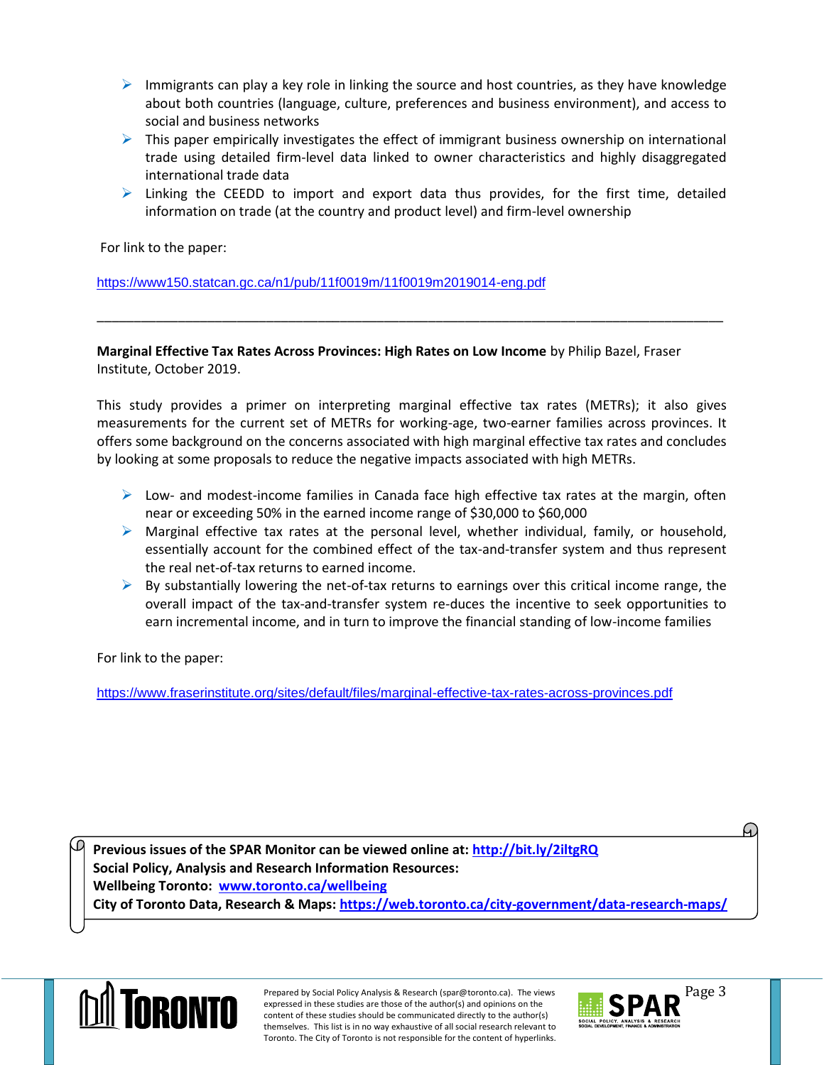- Immigrants can play a key role in linking the source and host countries, as they have knowledge about both countries (language, culture, preferences and business environment), and access to social and business networks
- This paper empirically investigates the effect of immigrant business ownership on international trade using detailed firm-level data linked to owner characteristics and highly disaggregated international trade data
- Linking the CEEDD to import and export data thus provides, for the first time, detailed information on trade (at the country and product level) and firm-level ownership

For link to the paper:

https://www150.statcan.gc.ca/n1/pub/11f0019m/11f0019m2019014-eng.pdf

---

**Marginal Effective Tax Rates Across Provinces: High Rates on Low Income** by Philip Bazel, Fraser Institute, October 2019.

This study provides a primer on interpreting marginal effective tax rates (METRs); it also gives measurements for the current set of METRs for working-age, two-earner families across provinces. It offers some background on the concerns associated with high marginal effective tax rates and concludes by looking at some proposals to reduce the negative impacts associated with high METRs.

- Low- and modest-income families in Canada face high effective tax rates at the margin, often near or exceeding 50% in the earned income range of $30,000 to $60,000
- Marginal effective tax rates at the personal level, whether individual, family, or household, essentially account for the combined effect of the tax-and-transfer system and thus represent the real net-of-tax returns to earned income.
- By substantially lowering the net-of-tax returns to earnings over this critical income range, the overall impact of the tax-and-transfer system re-duces the incentive to seek opportunities to earn incremental income, and in turn to improve the financial standing of low-income families

For link to the paper:

https://www.fraserinstitute.org/sites/default/files/marginal-effective-tax-rates-across-provinces.pdf

**Previous issues of the SPAR Monitor can be viewed online at: http://bit.ly/2iltgRQ**
**Social Policy, Analysis and Research Information Resources:**
**Wellbeing Toronto: www.toronto.ca/wellbeing**
**City of Toronto Data, Research & Maps: https://web.toronto.ca/city-government/data-research-maps/**

Prepared by Social Policy Analysis & Research (spar@toronto.ca). The views expressed in these studies are those of the author(s) and opinions on the content of these studies should be communicated directly to the author(s) themselves. This list is in no way exhaustive of all social research relevant to Toronto. The City of Toronto is not responsible for the content of hyperlinks.